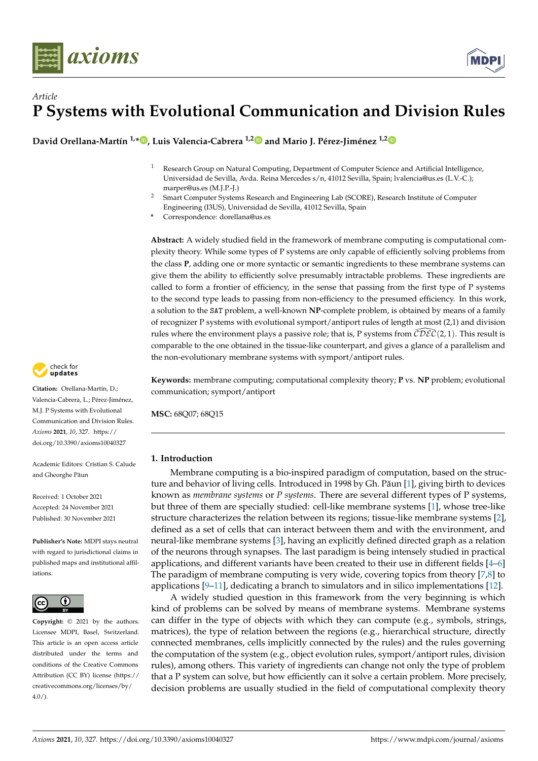*Article*

# P Systems with Evolutional Communication and Division Rules

**David Orellana-Martín [1,*], Luis Valencia-Cabrera [1,2] and Mario J. Pérez-Jiménez [1,2]**

[1] Research Group on Natural Computing, Department of Computer Science and Artificial Intelligence, Universidad de Sevilla, Avda. Reina Mercedes s/n, 41012 Sevilla, Spain; lvalencia@us.es (L.V.-C.); marper@us.es (M.J.P.-J.)

[2] Smart Computer Systems Research and Engineering Lab (SCORE), Research Institute of Computer Engineering (I3US), Universidad de Sevilla, 41012 Sevilla, Spain

[*] Correspondence: dorellana@us.es

**Abstract:** A widely studied field in the framework of membrane computing is computational complexity theory. While some types of P systems are only capable of efficiently solving problems from the class **P**, adding one or more syntactic or semantic ingredients to these membrane systems can give them the ability to efficiently solve presumably intractable problems. These ingredients are called to form a frontier of efficiency, in the sense that passing from the first type of P systems to the second type leads to passing from non-efficiency to the presumed efficiency. In this work, a solution to the SAT problem, a well-known **NP**-complete problem, is obtained by means of a family of recognizer P systems with evolutional symport/antiport rules of length at most (2,1) and division rules where the environment plays a passive role; that is, P systems from $\widehat{\mathcal{CDEC}}(2,1)$. This result is comparable to the one obtained in the tissue-like counterpart, and gives a glance of a parallelism and the non-evolutionary membrane systems with symport/antiport rules.

**Keywords:** membrane computing; computational complexity theory; **P** vs. **NP** problem; evolutional communication; symport/antiport

**MSC:** 68Q07; 68Q15

**Citation:** Orellana-Martín, D.; Valencia-Cabrera, L.; Pérez-Jiménez, M.J. P Systems with Evolutional Communication and Division Rules. *Axioms* **2021**, *10*, 327. https://doi.org/10.3390/axioms10040327

Academic Editors: Cristian S. Calude and Gheorghe Păun

Received: 1 October 2021
Accepted: 24 November 2021
Published: 30 November 2021

**Publisher's Note:** MDPI stays neutral with regard to jurisdictional claims in published maps and institutional affiliations.

**Copyright:** © 2021 by the authors. Licensee MDPI, Basel, Switzerland. This article is an open access article distributed under the terms and conditions of the Creative Commons Attribution (CC BY) license (https://creativecommons.org/licenses/by/4.0/).

## 1. Introduction

Membrane computing is a bio-inspired paradigm of computation, based on the structure and behavior of living cells. Introduced in 1998 by Gh. Păun [1], giving birth to devices known as *membrane systems* or *P systems*. There are several different types of P systems, but three of them are specially studied: cell-like membrane systems [1], whose tree-like structure characterizes the relation between its regions; tissue-like membrane systems [2], defined as a set of cells that can interact between them and with the environment, and neural-like membrane systems [3], having an explicitly defined directed graph as a relation of the neurons through synapses. The last paradigm is being intensely studied in practical applications, and different variants have been created to their use in different fields [4–6] The paradigm of membrane computing is very wide, covering topics from theory [7,8] to applications [9–11], dedicating a branch to simulators and in silico implementations [12].

A widely studied question in this framework from the very beginning is which kind of problems can be solved by means of membrane systems. Membrane systems can differ in the type of objects with which they can compute (e.g., symbols, strings, matrices), the type of relation between the regions (e.g., hierarchical structure, directly connected membranes, cells implicitly connected by the rules) and the rules governing the computation of the system (e.g., object evolution rules, symport/antiport rules, division rules), among others. This variety of ingredients can change not only the type of problem that a P system can solve, but how efficiently can it solve a certain problem. More precisely, decision problems are usually studied in the field of computational complexity theory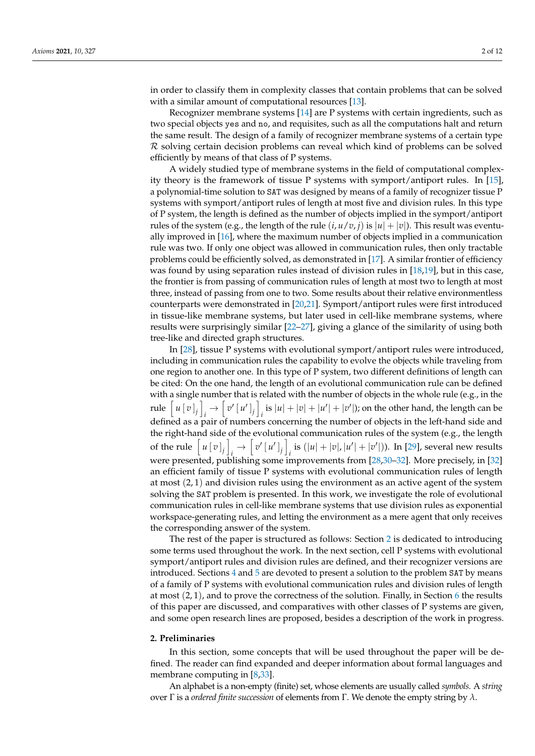in order to classify them in complexity classes that contain problems that can be solved with a similar amount of computational resources [13].

Recognizer membrane systems [14] are P systems with certain ingredients, such as two special objects `yes` and `no`, and requisites, such as all the computations halt and return the same result. The design of a family of recognizer membrane systems of a certain type $\mathcal{R}$ solving certain decision problems can reveal which kind of problems can be solved efficiently by means of that class of P systems.

A widely studied type of membrane systems in the field of computational complexity theory is the framework of tissue P systems with symport/antiport rules. In [15], a polynomial-time solution to `SAT` was designed by means of a family of recognizer tissue P systems with symport/antiport rules of length at most five and division rules. In this type of P system, the length is defined as the number of objects implied in the symport/antiport rules of the system (e.g., the length of the rule $(i, u/v, j)$ is $|u| + |v|$). This result was eventually improved in [16], where the maximum number of objects implied in a communication rule was two. If only one object was allowed in communication rules, then only tractable problems could be efficiently solved, as demonstrated in [17]. A similar frontier of efficiency was found by using separation rules instead of division rules in [18,19], but in this case, the frontier is from passing of communication rules of length at most two to length at most three, instead of passing from one to two. Some results about their relative environmentless counterparts were demonstrated in [20,21]. Symport/antiport rules were first introduced in tissue-like membrane systems, but later used in cell-like membrane systems, where results were surprisingly similar [22–27], giving a glance of the similarity of using both tree-like and directed graph structures.

In [28], tissue P systems with evolutional symport/antiport rules were introduced, including in communication rules the capability to evolve the objects while traveling from one region to another one. In this type of P system, two different definitions of length can be cited: On the one hand, the length of an evolutional communication rule can be defined with a single number that is related with the number of objects in the whole rule (e.g., in the rule $\left[\, u\, [\, v\, ]_j \,\right]_i \to \left[\, v'\, [\, u'\, ]_j \,\right]_i$ is $|u| + |v| + |u'| + |v'|$); on the other hand, the length can be defined as a pair of numbers concerning the number of objects in the left-hand side and the right-hand side of the evolutional communication rules of the system (e.g., the length of the rule $\left[\, u\, [\, v\, ]_j \,\right]_i \to \left[\, v'\, [\, u'\, ]_j \,\right]_i$ is $(|u| + |v|, |u'| + |v'|)$). In [29], several new results were presented, publishing some improvements from [28,30–32]. More precisely, in [32] an efficient family of tissue P systems with evolutional communication rules of length at most $(2, 1)$ and division rules using the environment as an active agent of the system solving the `SAT` problem is presented. In this work, we investigate the role of evolutional communication rules in cell-like membrane systems that use division rules as exponential workspace-generating rules, and letting the environment as a mere agent that only receives the corresponding answer of the system.

The rest of the paper is structured as follows: Section 2 is dedicated to introducing some terms used throughout the work. In the next section, cell P systems with evolutional symport/antiport rules and division rules are defined, and their recognizer versions are introduced. Sections 4 and 5 are devoted to present a solution to the problem `SAT` by means of a family of P systems with evolutional communication rules and division rules of length at most $(2, 1)$, and to prove the correctness of the solution. Finally, in Section 6 the results of this paper are discussed, and comparatives with other classes of P systems are given, and some open research lines are proposed, besides a description of the work in progress.

## 2. Preliminaries

In this section, some concepts that will be used throughout the paper will be defined. The reader can find expanded and deeper information about formal languages and membrane computing in [8,33].

An alphabet is a non-empty (finite) set, whose elements are usually called *symbols*. A *string* over $\Gamma$ is a *ordered finite succession* of elements from $\Gamma$. We denote the empty string by $\lambda$.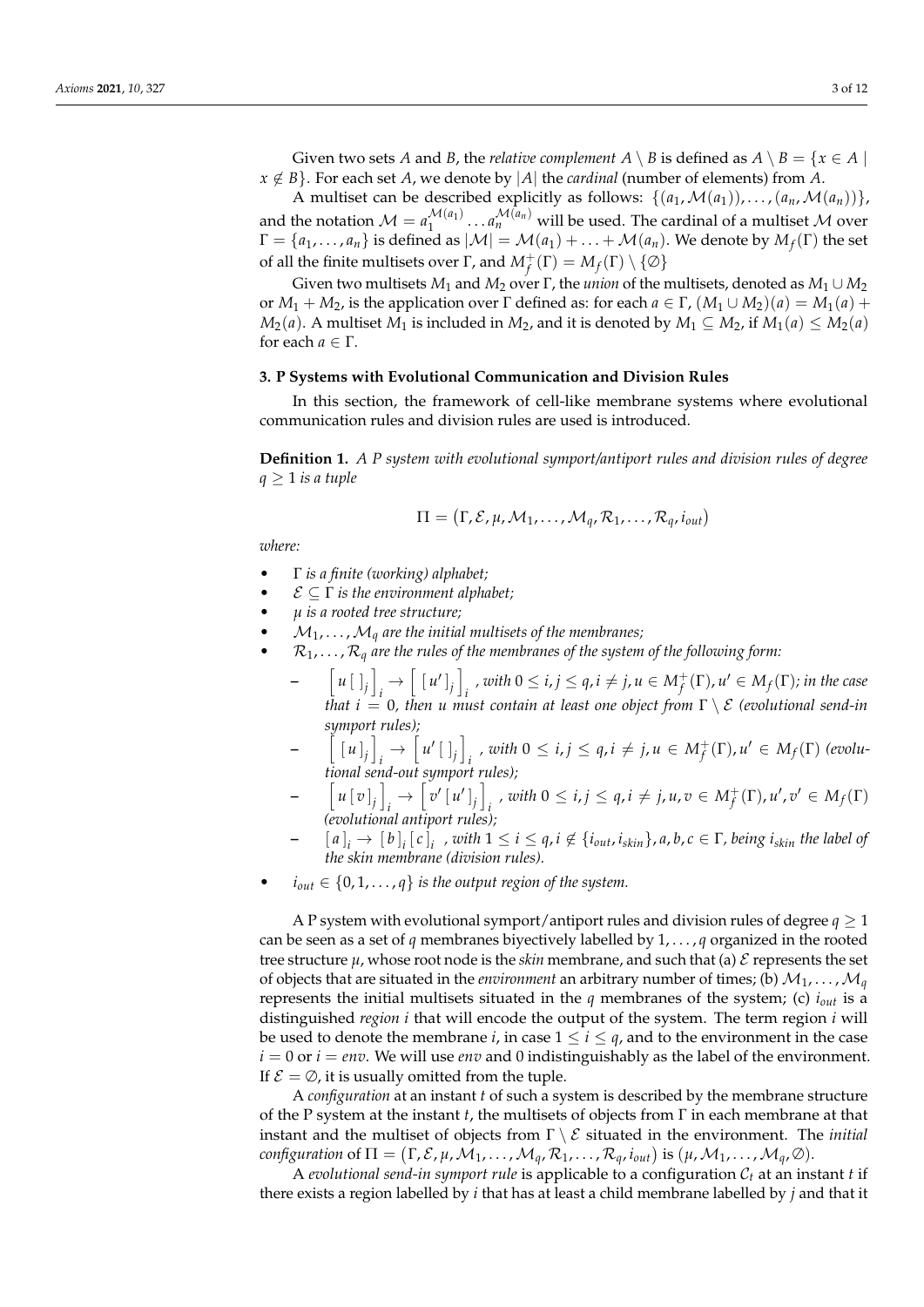Given two sets $A$ and $B$, the *relative complement* $A \setminus B$ is defined as $A \setminus B = \{x \in A \mid x \notin B\}$. For each set $A$, we denote by $|A|$ the *cardinal* (number of elements) from $A$.

A multiset can be described explicitly as follows: $\{(a_1, \mathcal{M}(a_1)), \ldots, (a_n, \mathcal{M}(a_n))\}$, and the notation $\mathcal{M} = a_1^{\mathcal{M}(a_1)} \ldots a_n^{\mathcal{M}(a_n)}$ will be used. The cardinal of a multiset $\mathcal{M}$ over $\Gamma = \{a_1, \ldots, a_n\}$ is defined as $|\mathcal{M}| = \mathcal{M}(a_1) + \ldots + \mathcal{M}(a_n)$. We denote by $M_f(\Gamma)$ the set of all the finite multisets over $\Gamma$, and $M_f^+(\Gamma) = M_f(\Gamma) \setminus \{\emptyset\}$

Given two multisets $M_1$ and $M_2$ over $\Gamma$, the *union* of the multisets, denoted as $M_1 \cup M_2$ or $M_1 + M_2$, is the application over $\Gamma$ defined as: for each $a \in \Gamma$, $(M_1 \cup M_2)(a) = M_1(a) + M_2(a)$. A multiset $M_1$ is included in $M_2$, and it is denoted by $M_1 \subseteq M_2$, if $M_1(a) \leq M_2(a)$ for each $a \in \Gamma$.

## 3. P Systems with Evolutional Communication and Division Rules

In this section, the framework of cell-like membrane systems where evolutional communication rules and division rules are used is introduced.

**Definition 1.** *A P system with evolutional symport/antiport rules and division rules of degree $q \geq 1$ is a tuple*

$$\Pi = (\Gamma, \mathcal{E}, \mu, \mathcal{M}_1, \ldots, \mathcal{M}_q, \mathcal{R}_1, \ldots, \mathcal{R}_q, i_{out})$$

*where:*

- $\Gamma$ *is a finite (working) alphabet;*
- $\mathcal{E} \subseteq \Gamma$ *is the environment alphabet;*
- $\mu$ *is a rooted tree structure;*
- $\mathcal{M}_1, \ldots, \mathcal{M}_q$ *are the initial multisets of the membranes;*
- $\mathcal{R}_1, \ldots, \mathcal{R}_q$ *are the rules of the membranes of the system of the following form:*
  - $\left[ u [\ ]_j \right]_i \rightarrow \left[ [u']_j \right]_i$ *, with $0 \leq i, j \leq q, i \neq j, u \in M_f^+(\Gamma), u' \in M_f(\Gamma)$; in the case that $i = 0$, then $u$ must contain at least one object from $\Gamma \setminus \mathcal{E}$ (evolutional send-in symport rules);*
  - $\left[ [u]_j \right]_i \rightarrow \left[ u' [\ ]_j \right]_i$ *, with $0 \leq i, j \leq q, i \neq j, u \in M_f^+(\Gamma), u' \in M_f(\Gamma)$ (evolutional send-out symport rules);*
  - $\left[ u [v]_j \right]_i \rightarrow \left[ v' [u']_j \right]_i$ *, with $0 \leq i, j \leq q, i \neq j, u, v \in M_f^+(\Gamma), u', v' \in M_f(\Gamma)$ (evolutional antiport rules);*
  - $[a]_i \rightarrow [b]_i [c]_i$ *, with $1 \leq i \leq q, i \notin \{i_{out}, i_{skin}\}, a, b, c \in \Gamma$, being $i_{skin}$ the label of the skin membrane (division rules).*
- $i_{out} \in \{0, 1, \ldots, q\}$ *is the output region of the system.*

A P system with evolutional symport/antiport rules and division rules of degree $q \geq 1$ can be seen as a set of $q$ membranes biyectively labelled by $1, \ldots, q$ organized in the rooted tree structure $\mu$, whose root node is the *skin* membrane, and such that (a) $\mathcal{E}$ represents the set of objects that are situated in the *environment* an arbitrary number of times; (b) $\mathcal{M}_1, \ldots, \mathcal{M}_q$ represents the initial multisets situated in the $q$ membranes of the system; (c) $i_{out}$ is a distinguished *region* $i$ that will encode the output of the system. The term region $i$ will be used to denote the membrane $i$, in case $1 \leq i \leq q$, and to the environment in the case $i = 0$ or $i = env$. We will use $env$ and 0 indistinguishably as the label of the environment. If $\mathcal{E} = \emptyset$, it is usually omitted from the tuple.

A *configuration* at an instant $t$ of such a system is described by the membrane structure of the P system at the instant $t$, the multisets of objects from $\Gamma$ in each membrane at that instant and the multiset of objects from $\Gamma \setminus \mathcal{E}$ situated in the environment. The *initial configuration* of $\Pi = (\Gamma, \mathcal{E}, \mu, \mathcal{M}_1, \ldots, \mathcal{M}_q, \mathcal{R}_1, \ldots, \mathcal{R}_q, i_{out})$ is $(\mu, \mathcal{M}_1, \ldots, \mathcal{M}_q, \emptyset)$.

A *evolutional send-in symport rule* is applicable to a configuration $\mathcal{C}_t$ at an instant $t$ if there exists a region labelled by $i$ that has at least a child membrane labelled by $j$ and that it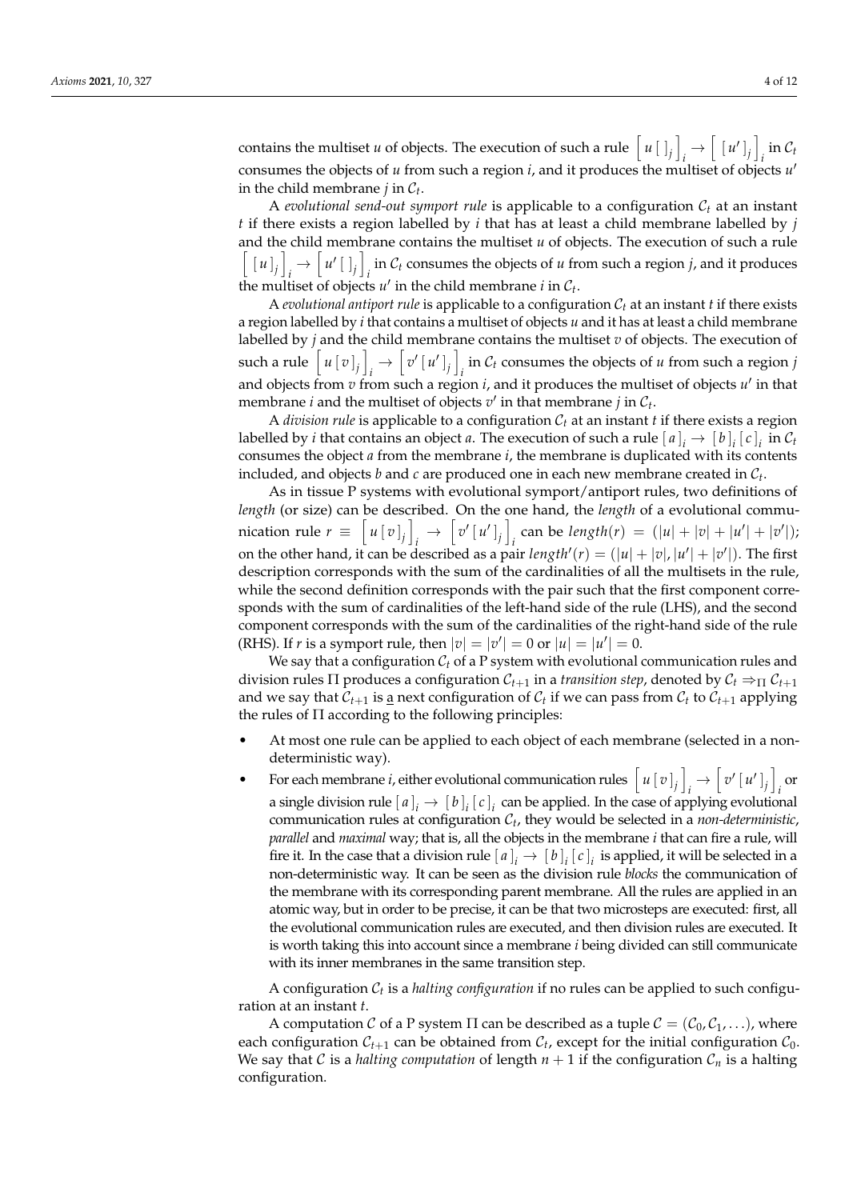contains the multiset $u$ of objects. The execution of such a rule $\left[\, u\, [\;]_j \,\right]_i \rightarrow \left[\, [\, u' \,]_j \,\right]_i$ in $\mathcal{C}_t$ consumes the objects of $u$ from such a region $i$, and it produces the multiset of objects $u'$ in the child membrane $j$ in $\mathcal{C}_t$.

A *evolutional send-out symport rule* is applicable to a configuration $\mathcal{C}_t$ at an instant $t$ if there exists a region labelled by $i$ that has at least a child membrane labelled by $j$ and the child membrane contains the multiset $u$ of objects. The execution of such a rule $\left[\, [\, u \,]_j \,\right]_i \rightarrow \left[\, u'\, [\;]_j \,\right]_i$ in $\mathcal{C}_t$ consumes the objects of $u$ from such a region $j$, and it produces the multiset of objects $u'$ in the child membrane $i$ in $\mathcal{C}_t$.

A *evolutional antiport rule* is applicable to a configuration $\mathcal{C}_t$ at an instant $t$ if there exists a region labelled by $i$ that contains a multiset of objects $u$ and it has at least a child membrane labelled by $j$ and the child membrane contains the multiset $v$ of objects. The execution of such a rule $\left[\, u\, [\, v \,]_j \,\right]_i \rightarrow \left[\, v'\, [\, u' \,]_j \,\right]_i$ in $\mathcal{C}_t$ consumes the objects of $u$ from such a region $j$ and objects from $v$ from such a region $i$, and it produces the multiset of objects $u'$ in that membrane $i$ and the multiset of objects $v'$ in that membrane $j$ in $\mathcal{C}_t$.

A *division rule* is applicable to a configuration $\mathcal{C}_t$ at an instant $t$ if there exists a region labelled by $i$ that contains an object $a$. The execution of such a rule $[\, a \,]_i \rightarrow [\, b \,]_i\, [\, c \,]_i$ in $\mathcal{C}_t$ consumes the object $a$ from the membrane $i$, the membrane is duplicated with its contents included, and objects $b$ and $c$ are produced one in each new membrane created in $\mathcal{C}_t$.

As in tissue P systems with evolutional symport/antiport rules, two definitions of *length* (or size) can be described. On the one hand, the *length* of a evolutional communication rule $r \equiv \left[\, u\, [\, v \,]_j \,\right]_i \rightarrow \left[\, v'\, [\, u' \,]_j \,\right]_i$ can be $length(r) = (|u| + |v| + |u'| + |v'|)$; on the other hand, it can be described as a pair $length'(r) = (|u| + |v|, |u'| + |v'|)$. The first description corresponds with the sum of the cardinalities of all the multisets in the rule, while the second definition corresponds with the pair such that the first component corresponds with the sum of cardinalities of the left-hand side of the rule (LHS), and the second component corresponds with the sum of the cardinalities of the right-hand side of the rule (RHS). If $r$ is a symport rule, then $|v| = |v'| = 0$ or $|u| = |u'| = 0$.

We say that a configuration $\mathcal{C}_t$ of a P system with evolutional communication rules and division rules $\Pi$ produces a configuration $\mathcal{C}_{t+1}$ in a *transition step*, denoted by $\mathcal{C}_t \Rightarrow_\Pi \mathcal{C}_{t+1}$ and we say that $\mathcal{C}_{t+1}$ is a next configuration of $\mathcal{C}_t$ if we can pass from $\mathcal{C}_t$ to $\mathcal{C}_{t+1}$ applying the rules of $\Pi$ according to the following principles:

- At most one rule can be applied to each object of each membrane (selected in a non-deterministic way).
- For each membrane $i$, either evolutional communication rules $\left[\, u\, [\, v \,]_j \,\right]_i \rightarrow \left[\, v'\, [\, u' \,]_j \,\right]_i$ or a single division rule $[\, a \,]_i \rightarrow [\, b \,]_i\, [\, c \,]_i$ can be applied. In the case of applying evolutional communication rules at configuration $\mathcal{C}_t$, they would be selected in a *non-deterministic*, *parallel* and *maximal* way; that is, all the objects in the membrane $i$ that can fire a rule, will fire it. In the case that a division rule $[\, a \,]_i \rightarrow [\, b \,]_i\, [\, c \,]_i$ is applied, it will be selected in a non-deterministic way. It can be seen as the division rule *blocks* the communication of the membrane with its corresponding parent membrane. All the rules are applied in an atomic way, but in order to be precise, it can be that two microsteps are executed: first, all the evolutional communication rules are executed, and then division rules are executed. It is worth taking this into account since a membrane $i$ being divided can still communicate with its inner membranes in the same transition step.

A configuration $\mathcal{C}_t$ is a *halting configuration* if no rules can be applied to such configuration at an instant $t$.

A computation $\mathcal{C}$ of a P system $\Pi$ can be described as a tuple $\mathcal{C} = (\mathcal{C}_0, \mathcal{C}_1, \ldots)$, where each configuration $\mathcal{C}_{t+1}$ can be obtained from $\mathcal{C}_t$, except for the initial configuration $\mathcal{C}_0$. We say that $\mathcal{C}$ is a *halting computation* of length $n+1$ if the configuration $\mathcal{C}_n$ is a halting configuration.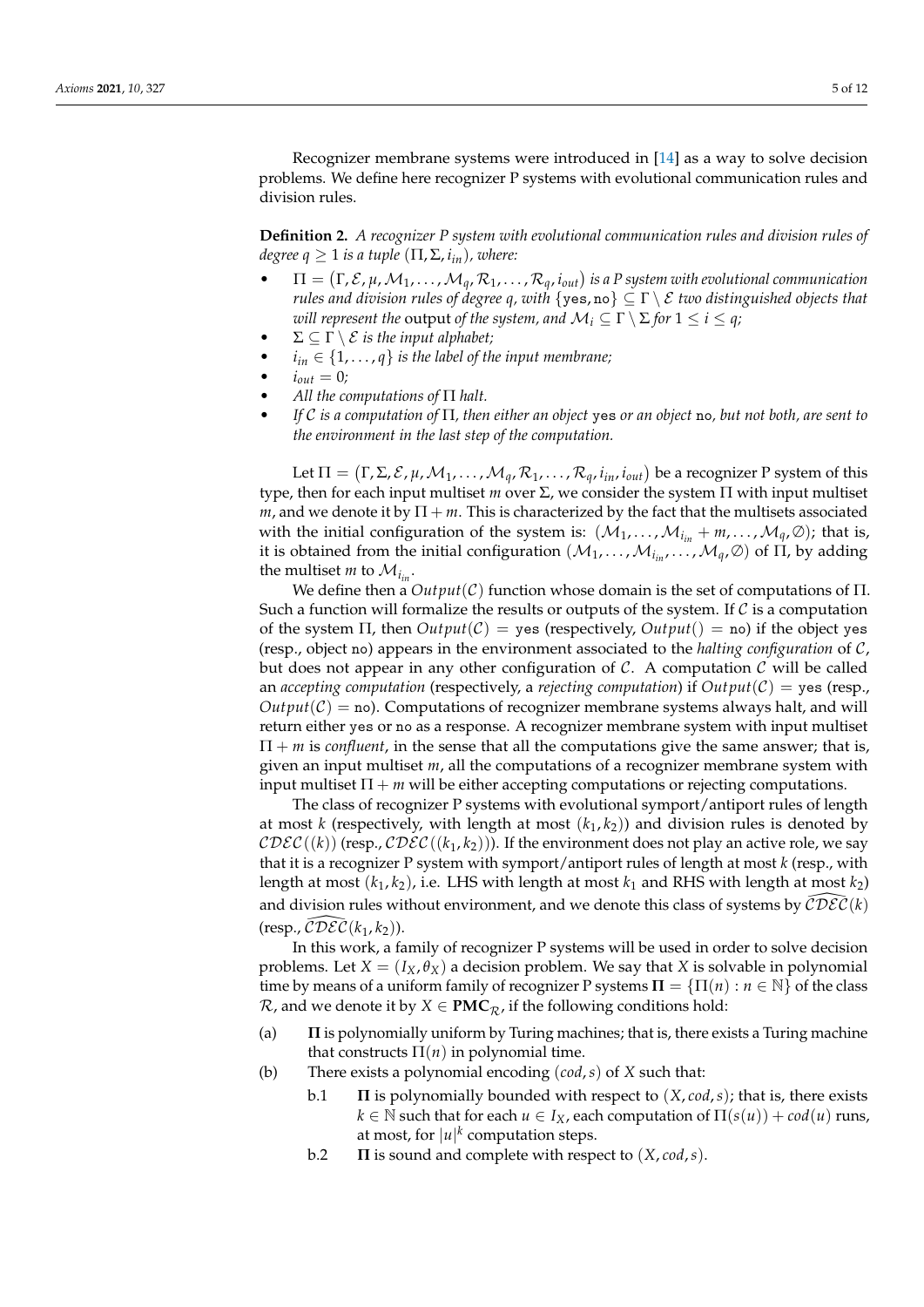Recognizer membrane systems were introduced in [14] as a way to solve decision problems. We define here recognizer P systems with evolutional communication rules and division rules.

**Definition 2.** *A recognizer P system with evolutional communication rules and division rules of degree $q \geq 1$ is a tuple $(\Pi, \Sigma, i_{in})$, where:*

- *$\Pi = (\Gamma, \mathcal{E}, \mu, \mathcal{M}_1, \ldots, \mathcal{M}_q, \mathcal{R}_1, \ldots, \mathcal{R}_q, i_{out})$ is a P system with evolutional communication rules and division rules of degree $q$, with $\{\texttt{yes}, \texttt{no}\} \subseteq \Gamma \setminus \mathcal{E}$ two distinguished objects that will represent the* output *of the system, and $\mathcal{M}_i \subseteq \Gamma \setminus \Sigma$ for $1 \leq i \leq q$;*
- *$\Sigma \subseteq \Gamma \setminus \mathcal{E}$ is the input alphabet;*
- *$i_{in} \in \{1, \ldots, q\}$ is the label of the input membrane;*
- *$i_{out} = 0$;*
- *All the computations of $\Pi$ halt.*
- *If $\mathcal{C}$ is a computation of $\Pi$, then either an object* yes *or an object* no*, but not both, are sent to the environment in the last step of the computation.*

Let $\Pi = (\Gamma, \Sigma, \mathcal{E}, \mu, \mathcal{M}_1, \ldots, \mathcal{M}_q, \mathcal{R}_1, \ldots, \mathcal{R}_q, i_{in}, i_{out})$ be a recognizer P system of this type, then for each input multiset $m$ over $\Sigma$, we consider the system $\Pi$ with input multiset $m$, and we denote it by $\Pi + m$. This is characterized by the fact that the multisets associated with the initial configuration of the system is: $(\mathcal{M}_1, \ldots, \mathcal{M}_{i_{in}} + m, \ldots, \mathcal{M}_q, \emptyset)$; that is, it is obtained from the initial configuration $(\mathcal{M}_1, \ldots, \mathcal{M}_{i_{in}}, \ldots, \mathcal{M}_q, \emptyset)$ of $\Pi$, by adding the multiset $m$ to $\mathcal{M}_{i_{in}}$.

We define then a $Output(\mathcal{C})$ function whose domain is the set of computations of $\Pi$. Such a function will formalize the results or outputs of the system. If $\mathcal{C}$ is a computation of the system $\Pi$, then $Output(\mathcal{C}) = \texttt{yes}$ (respectively, $Output() = \texttt{no}$) if the object yes (resp., object no) appears in the environment associated to the *halting configuration* of $\mathcal{C}$, but does not appear in any other configuration of $\mathcal{C}$. A computation $\mathcal{C}$ will be called an *accepting computation* (respectively, a *rejecting computation*) if $Output(\mathcal{C}) = \texttt{yes}$ (resp., $Output(\mathcal{C}) = \texttt{no}$). Computations of recognizer membrane systems always halt, and will return either yes or no as a response. A recognizer membrane system with input multiset $\Pi + m$ is *confluent*, in the sense that all the computations give the same answer; that is, given an input multiset $m$, all the computations of a recognizer membrane system with input multiset $\Pi + m$ will be either accepting computations or rejecting computations.

The class of recognizer P systems with evolutional symport/antiport rules of length at most $k$ (respectively, with length at most $(k_1, k_2)$) and division rules is denoted by $\mathcal{CDEC}((k))$ (resp., $\mathcal{CDEC}((k_1, k_2))$). If the environment does not play an active role, we say that it is a recognizer P system with symport/antiport rules of length at most $k$ (resp., with length at most $(k_1, k_2)$, i.e. LHS with length at most $k_1$ and RHS with length at most $k_2$) and division rules without environment, and we denote this class of systems by $\widehat{\mathcal{CDEC}}(k)$ (resp., $\widehat{\mathcal{CDEC}}(k_1, k_2)$).

In this work, a family of recognizer P systems will be used in order to solve decision problems. Let $X = (I_X, \theta_X)$ a decision problem. We say that $X$ is solvable in polynomial time by means of a uniform family of recognizer P systems $\mathbf{\Pi} = \{\Pi(n) : n \in \mathbb{N}\}$ of the class $\mathcal{R}$, and we denote it by $X \in \mathbf{PMC}_{\mathcal{R}}$, if the following conditions hold:

(a) $\mathbf{\Pi}$ is polynomially uniform by Turing machines; that is, there exists a Turing machine that constructs $\Pi(n)$ in polynomial time.

(b) There exists a polynomial encoding $(cod, s)$ of $X$ such that:

  b.1 $\mathbf{\Pi}$ is polynomially bounded with respect to $(X, cod, s)$; that is, there exists $k \in \mathbb{N}$ such that for each $u \in I_X$, each computation of $\Pi(s(u)) + cod(u)$ runs, at most, for $|u|^k$ computation steps.

  b.2 $\mathbf{\Pi}$ is sound and complete with respect to $(X, cod, s)$.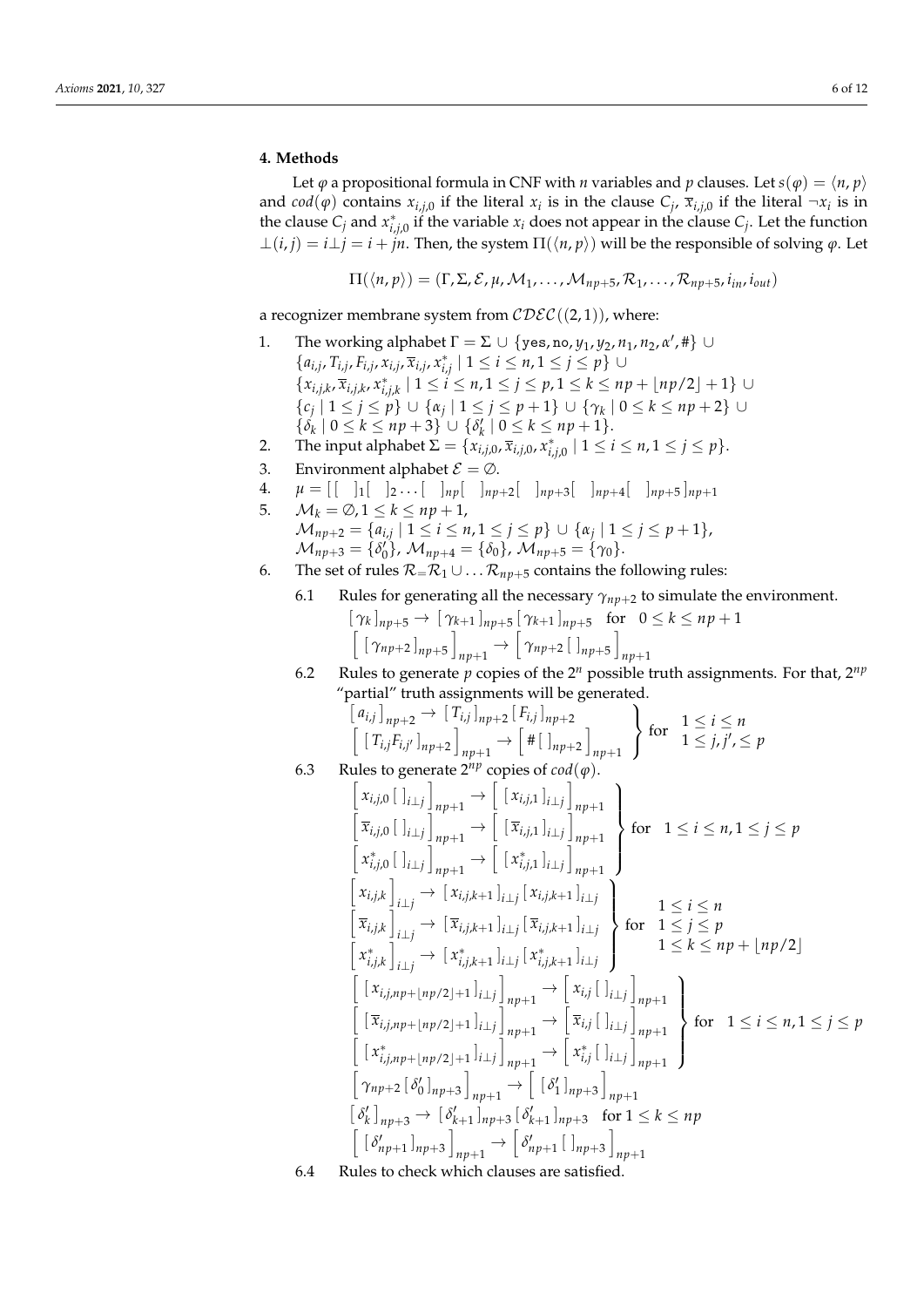## 4. Methods

Let $\varphi$ a propositional formula in CNF with $n$ variables and $p$ clauses. Let $s(\varphi) = \langle n, p \rangle$ and $cod(\varphi)$ contains $x_{i,j,0}$ if the literal $x_i$ is in the clause $C_j$, $\overline{x}_{i,j,0}$ if the literal $\neg x_i$ is in the clause $C_j$ and $x^*_{i,j,0}$ if the variable $x_i$ does not appear in the clause $C_j$. Let the function $\perp(i,j) = i \perp j = i + jn$. Then, the system $\Pi(\langle n, p \rangle)$ will be the responsible of solving $\varphi$. Let

$$\Pi(\langle n, p \rangle) = (\Gamma, \Sigma, \mathcal{E}, \mu, \mathcal{M}_1, \ldots, \mathcal{M}_{np+5}, \mathcal{R}_1, \ldots, \mathcal{R}_{np+5}, i_{in}, i_{out})$$

a recognizer membrane system from $\mathcal{CDEC}((2,1))$, where:

1. The working alphabet $\Gamma = \Sigma \cup \{\texttt{yes}, \texttt{no}, y_1, y_2, n_1, n_2, \alpha', \#\} \cup \{a_{i,j}, T_{i,j}, F_{i,j}, x_{i,j}, \overline{x}_{i,j}, x^*_{i,j} \mid 1 \le i \le n, 1 \le j \le p\} \cup \{x_{i,j,k}, \overline{x}_{i,j,k}, x^*_{i,j,k} \mid 1 \le i \le n, 1 \le j \le p, 1 \le k \le np + \lfloor np/2 \rfloor + 1\} \cup \{c_j \mid 1 \le j \le p\} \cup \{\alpha_j \mid 1 \le j \le p+1\} \cup \{\gamma_k \mid 0 \le k \le np+2\} \cup \{\delta_k \mid 0 \le k \le np+3\} \cup \{\delta'_k \mid 0 \le k \le np+1\}$.
2. The input alphabet $\Sigma = \{x_{i,j,0}, \overline{x}_{i,j,0}, x^*_{i,j,0} \mid 1 \le i \le n, 1 \le j \le p\}$.
3. Environment alphabet $\mathcal{E} = \emptyset$.
4. $\mu = [\,[\;]_1 [\;]_2 \ldots [\;]_{np} [\;]_{np+2} [\;]_{np+3} [\;]_{np+4} [\;]_{np+5}\,]_{np+1}$
5. $\mathcal{M}_k = \emptyset, 1 \le k \le np+1$,
   $\mathcal{M}_{np+2} = \{a_{i,j} \mid 1 \le i \le n, 1 \le j \le p\} \cup \{\alpha_j \mid 1 \le j \le p+1\}$,
   $\mathcal{M}_{np+3} = \{\delta'_0\}$, $\mathcal{M}_{np+4} = \{\delta_0\}$, $\mathcal{M}_{np+5} = \{\gamma_0\}$.
6. The set of rules $\mathcal{R} = \mathcal{R}_1 \cup \ldots \mathcal{R}_{np+5}$ contains the following rules:
   - 6.1 Rules for generating all the necessary $\gamma_{np+2}$ to simulate the environment.
   $$[\,\gamma_k\,]_{np+5} \to [\,\gamma_{k+1}\,]_{np+5} [\,\gamma_{k+1}\,]_{np+5} \quad \text{for} \quad 0 \le k \le np+1$$
   $$\Big[\,[\,\gamma_{np+2}\,]_{np+5}\Big]_{np+1} \to \Big[\,\gamma_{np+2}\,[\;]_{np+5}\Big]_{np+1}$$
   - 6.2 Rules to generate $p$ copies of the $2^n$ possible truth assignments. For that, $2^{np}$ "partial" truth assignments will be generated.
   $$\left.\begin{array}{l} [\,a_{i,j}\,]_{np+2} \to [\,T_{i,j}\,]_{np+2} [\,F_{i,j}\,]_{np+2} \\ \Big[\,[\,T_{i,j} F_{i,j'}\,]_{np+2}\Big]_{np+1} \to \Big[\,\#\,[\;]_{np+2}\Big]_{np+1} \end{array}\right\} \text{for} \begin{array}{l} 1 \le i \le n \\ 1 \le j, j', \le p \end{array}$$
   - 6.3 Rules to generate $2^{np}$ copies of $cod(\varphi)$.
   $$\left.\begin{array}{l} \Big[\,x_{i,j,0}\,[\;]_{i\perp j}\Big]_{np+1} \to \Big[\,[\,x_{i,j,1}\,]_{i\perp j}\Big]_{np+1} \\ \Big[\,\overline{x}_{i,j,0}\,[\;]_{i\perp j}\Big]_{np+1} \to \Big[\,[\,\overline{x}_{i,j,1}\,]_{i\perp j}\Big]_{np+1} \\ \Big[\,x^*_{i,j,0}\,[\;]_{i\perp j}\Big]_{np+1} \to \Big[\,[\,x^*_{i,j,1}\,]_{i\perp j}\Big]_{np+1} \end{array}\right\} \text{for} \quad 1 \le i \le n, 1 \le j \le p$$
   $$\left.\begin{array}{l} \Big[\,x_{i,j,k}\Big]_{i\perp j} \to [\,x_{i,j,k+1}\,]_{i\perp j} [\,x_{i,j,k+1}\,]_{i\perp j} \\ \Big[\,\overline{x}_{i,j,k}\Big]_{i\perp j} \to [\,\overline{x}_{i,j,k+1}\,]_{i\perp j} [\,\overline{x}_{i,j,k+1}\,]_{i\perp j} \\ \Big[\,x^*_{i,j,k}\Big]_{i\perp j} \to [\,x^*_{i,j,k+1}\,]_{i\perp j} [\,x^*_{i,j,k+1}\,]_{i\perp j} \end{array}\right\} \text{for} \begin{array}{l} 1 \le i \le n \\ 1 \le j \le p \\ 1 \le k \le np + \lfloor np/2 \rfloor \end{array}$$
   $$\left.\begin{array}{l} \Big[\,[\,x_{i,j,np+\lfloor np/2 \rfloor+1}\,]_{i\perp j}\Big]_{np+1} \to \Big[\,x_{i,j}\,[\;]_{i\perp j}\Big]_{np+1} \\ \Big[\,[\,\overline{x}_{i,j,np+\lfloor np/2 \rfloor+1}\,]_{i\perp j}\Big]_{np+1} \to \Big[\,\overline{x}_{i,j}\,[\;]_{i\perp j}\Big]_{np+1} \\ \Big[\,[\,x^*_{i,j,np+\lfloor np/2 \rfloor+1}\,]_{i\perp j}\Big]_{np+1} \to \Big[\,x^*_{i,j}\,[\;]_{i\perp j}\Big]_{np+1} \end{array}\right\} \text{for} \quad 1 \le i \le n, 1 \le j \le p$$
   $$\Big[\,\gamma_{np+2}\,[\,\delta'_0\,]_{np+3}\Big]_{np+1} \to \Big[\,[\,\delta'_1\,]_{np+3}\Big]_{np+1}$$
   $$[\,\delta'_k\,]_{np+3} \to [\,\delta'_{k+1}\,]_{np+3} [\,\delta'_{k+1}\,]_{np+3} \quad \text{for } 1 \le k \le np$$
   $$\Big[\,[\,\delta'_{np+1}\,]_{np+3}\Big]_{np+1} \to \Big[\,\delta'_{np+1}\,[\;]_{np+3}\Big]_{np+1}$$
   - 6.4 Rules to check which clauses are satisfied.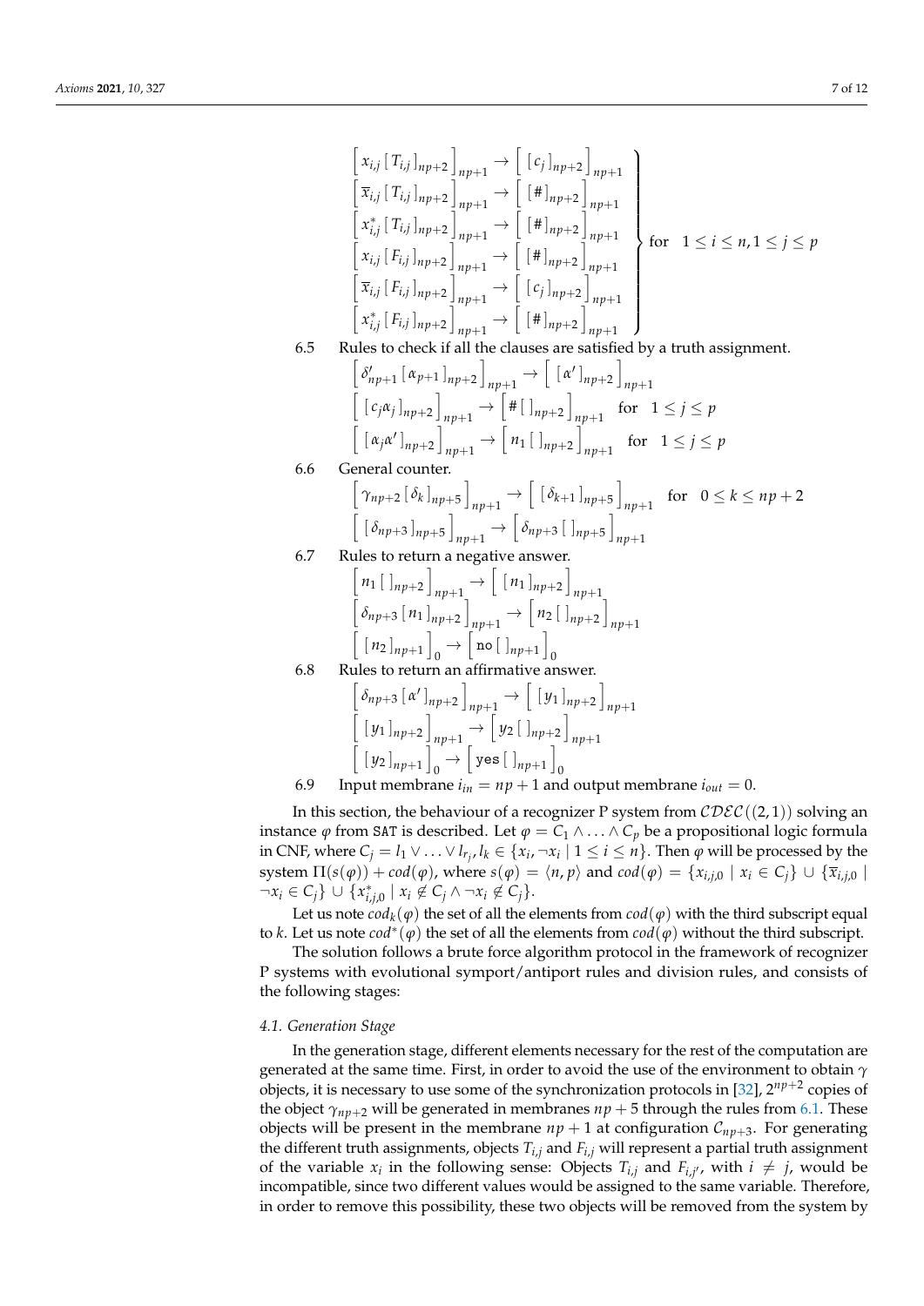$$\left.\begin{array}{l}
\left[\, x_{i,j} \,[\, T_{i,j} \,]_{np+2} \,\right]_{np+1} \rightarrow \left[\, [\, c_j \,]_{np+2} \,\right]_{np+1} \\
\left[\, \overline{x}_{i,j} \,[\, T_{i,j} \,]_{np+2} \,\right]_{np+1} \rightarrow \left[\, [\, \# \,]_{np+2} \,\right]_{np+1} \\
\left[\, x^*_{i,j} \,[\, T_{i,j} \,]_{np+2} \,\right]_{np+1} \rightarrow \left[\, [\, \# \,]_{np+2} \,\right]_{np+1} \\
\left[\, x_{i,j} \,[\, F_{i,j} \,]_{np+2} \,\right]_{np+1} \rightarrow \left[\, [\, \# \,]_{np+2} \,\right]_{np+1} \\
\left[\, \overline{x}_{i,j} \,[\, F_{i,j} \,]_{np+2} \,\right]_{np+1} \rightarrow \left[\, [\, c_j \,]_{np+2} \,\right]_{np+1} \\
\left[\, x^*_{i,j} \,[\, F_{i,j} \,]_{np+2} \,\right]_{np+1} \rightarrow \left[\, [\, \# \,]_{np+2} \,\right]_{np+1}
\end{array}\right\} \text{for} \quad 1 \leq i \leq n, 1 \leq j \leq p$$

6.5 Rules to check if all the clauses are satisfied by a truth assignment.

$$\left[\, \delta'_{np+1} \,[\, \alpha_{p+1} \,]_{np+2} \,\right]_{np+1} \rightarrow \left[\, [\, \alpha' \,]_{np+2} \,\right]_{np+1}$$

$$\left[\, [\, c_j \alpha_j \,]_{np+2} \,\right]_{np+1} \rightarrow \left[\, \# \,[\,]_{np+2} \,\right]_{np+1} \quad \text{for} \quad 1 \leq j \leq p$$

$$\left[\, [\, \alpha_j \alpha' \,]_{np+2} \,\right]_{np+1} \rightarrow \left[\, n_1 \,[\,]_{np+2} \,\right]_{np+1} \quad \text{for} \quad 1 \leq j \leq p$$

6.6 General counter.

$$\left[\, \gamma_{np+2} \,[\, \delta_k \,]_{np+5} \,\right]_{np+1} \rightarrow \left[\, [\, \delta_{k+1} \,]_{np+5} \,\right]_{np+1} \quad \text{for} \quad 0 \leq k \leq np+2$$

$$\left[\, [\, \delta_{np+3} \,]_{np+5} \,\right]_{np+1} \rightarrow \left[\, \delta_{np+3} \,[\,]_{np+5} \,\right]_{np+1}$$

6.7 Rules to return a negative answer.

$$\left[\, n_1 \,[\,]_{np+2} \,\right]_{np+1} \rightarrow \left[\, [\, n_1 \,]_{np+2} \,\right]_{np+1}$$

$$\left[\, \delta_{np+3} \,[\, n_1 \,]_{np+2} \,\right]_{np+1} \rightarrow \left[\, n_2 \,[\,]_{np+2} \,\right]_{np+1}$$

$$\left[\, [\, n_2 \,]_{np+1} \,\right]_{0} \rightarrow \left[\, \texttt{no} \,[\,]_{np+1} \,\right]_{0}$$

6.8 Rules to return an affirmative answer.

$$\left[\, \delta_{np+3} \,[\, \alpha' \,]_{np+2} \,\right]_{np+1} \rightarrow \left[\, [\, y_1 \,]_{np+2} \,\right]_{np+1}$$

$$\left[\, [\, y_1 \,]_{np+2} \,\right]_{np+1} \rightarrow \left[\, y_2 \,[\,]_{np+2} \,\right]_{np+1}$$

$$\left[\, [\, y_2 \,]_{np+1} \,\right]_{0} \rightarrow \left[\, \texttt{yes} \,[\,]_{np+1} \,\right]_{0}$$

6.9 Input membrane $i_{in} = np+1$ and output membrane $i_{out} = 0$.

In this section, the behaviour of a recognizer P system from $\mathcal{CDEC}((2,1))$ solving an instance $\varphi$ from SAT is described. Let $\varphi = C_1 \wedge \ldots \wedge C_p$ be a propositional logic formula in CNF, where $C_j = l_1 \vee \ldots \vee l_{r_j}, l_k \in \{x_i, \neg x_i \mid 1 \leq i \leq n\}$. Then $\varphi$ will be processed by the system $\Pi(s(\varphi)) + cod(\varphi)$, where $s(\varphi) = \langle n, p \rangle$ and $cod(\varphi) = \{x_{i,j,0} \mid x_i \in C_j\} \cup \{\overline{x}_{i,j,0} \mid \neg x_i \in C_j\} \cup \{x^*_{i,j,0} \mid x_i \notin C_j \wedge \neg x_i \notin C_j\}$.

Let us note $cod_k(\varphi)$ the set of all the elements from $cod(\varphi)$ with the third subscript equal to $k$. Let us note $cod^*(\varphi)$ the set of all the elements from $cod(\varphi)$ without the third subscript.

The solution follows a brute force algorithm protocol in the framework of recognizer P systems with evolutional symport/antiport rules and division rules, and consists of the following stages:

### 4.1. Generation Stage

In the generation stage, different elements necessary for the rest of the computation are generated at the same time. First, in order to avoid the use of the environment to obtain $\gamma$ objects, it is necessary to use some of the synchronization protocols in [32], $2^{np+2}$ copies of the object $\gamma_{np+2}$ will be generated in membranes $np+5$ through the rules from 6.1. These objects will be present in the membrane $np+1$ at configuration $\mathcal{C}_{np+3}$. For generating the different truth assignments, objects $T_{i,j}$ and $F_{i,j}$ will represent a partial truth assignment of the variable $x_i$ in the following sense: Objects $T_{i,j}$ and $F_{i,j'}$, with $i \neq j$, would be incompatible, since two different values would be assigned to the same variable. Therefore, in order to remove this possibility, these two objects will be removed from the system by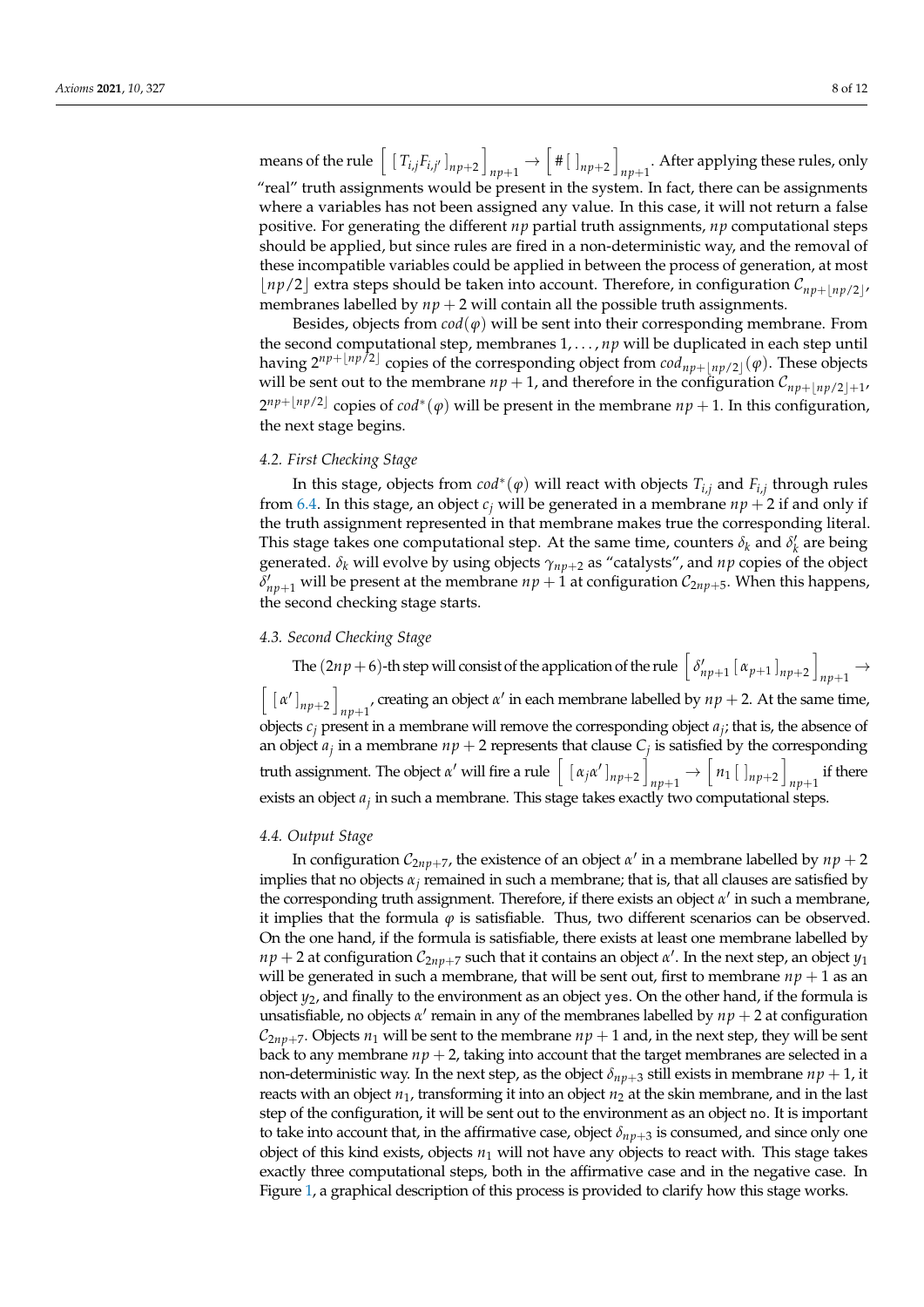means of the rule $\left[ \, [ \, T_{i,j} F_{i,j'} \, ]_{np+2} \, \right]_{np+1} \rightarrow \left[ \, \# [ \, ]_{np+2} \, \right]_{np+1}$. After applying these rules, only "real" truth assignments would be present in the system. In fact, there can be assignments where a variables has not been assigned any value. In this case, it will not return a false positive. For generating the different $np$ partial truth assignments, $np$ computational steps should be applied, but since rules are fired in a non-deterministic way, and the removal of these incompatible variables could be applied in between the process of generation, at most $\lfloor np/2 \rfloor$ extra steps should be taken into account. Therefore, in configuration $\mathcal{C}_{np+\lfloor np/2 \rfloor}$, membranes labelled by $np+2$ will contain all the possible truth assignments.

Besides, objects from $cod(\varphi)$ will be sent into their corresponding membrane. From the second computational step, membranes $1, \ldots, np$ will be duplicated in each step until having $2^{np+\lfloor np/2 \rfloor}$ copies of the corresponding object from $cod_{np+\lfloor np/2 \rfloor}(\varphi)$. These objects will be sent out to the membrane $np+1$, and therefore in the configuration $\mathcal{C}_{np+\lfloor np/2 \rfloor+1}$, $2^{np+\lfloor np/2 \rfloor}$ copies of $cod^*(\varphi)$ will be present in the membrane $np+1$. In this configuration, the next stage begins.

### *4.2. First Checking Stage*

In this stage, objects from $cod^*(\varphi)$ will react with objects $T_{i,j}$ and $F_{i,j}$ through rules from 6.4. In this stage, an object $c_j$ will be generated in a membrane $np+2$ if and only if the truth assignment represented in that membrane makes true the corresponding literal. This stage takes one computational step. At the same time, counters $\delta_k$ and $\delta'_k$ are being generated. $\delta_k$ will evolve by using objects $\gamma_{np+2}$ as "catalysts", and $np$ copies of the object $\delta'_{np+1}$ will be present at the membrane $np+1$ at configuration $\mathcal{C}_{2np+5}$. When this happens, the second checking stage starts.

### *4.3. Second Checking Stage*

The $(2np+6)$-th step will consist of the application of the rule $\left[ \, \delta'_{np+1} \, [ \, \alpha_{p+1} \, ]_{np+2} \, \right]_{np+1} \rightarrow \left[ \, [ \, \alpha' \, ]_{np+2} \, \right]_{np+1}$, creating an object $\alpha'$ in each membrane labelled by $np+2$. At the same time, objects $c_j$ present in a membrane will remove the corresponding object $a_j$; that is, the absence of an object $a_j$ in a membrane $np+2$ represents that clause $C_j$ is satisfied by the corresponding truth assignment. The object $\alpha'$ will fire a rule $\left[ \, [ \, \alpha_j \alpha' \, ]_{np+2} \, \right]_{np+1} \rightarrow \left[ \, n_1 \, [ \, ]_{np+2} \, \right]_{np+1}$ if there exists an object $a_j$ in such a membrane. This stage takes exactly two computational steps.

### *4.4. Output Stage*

In configuration $\mathcal{C}_{2np+7}$, the existence of an object $\alpha'$ in a membrane labelled by $np+2$ implies that no objects $\alpha_j$ remained in such a membrane; that is, that all clauses are satisfied by the corresponding truth assignment. Therefore, if there exists an object $\alpha'$ in such a membrane, it implies that the formula $\varphi$ is satisfiable. Thus, two different scenarios can be observed. On the one hand, if the formula is satisfiable, there exists at least one membrane labelled by $np+2$ at configuration $\mathcal{C}_{2np+7}$ such that it contains an object $\alpha'$. In the next step, an object $y_1$ will be generated in such a membrane, that will be sent out, first to membrane $np+1$ as an object $y_2$, and finally to the environment as an object `yes`. On the other hand, if the formula is unsatisfiable, no objects $\alpha'$ remain in any of the membranes labelled by $np+2$ at configuration $\mathcal{C}_{2np+7}$. Objects $n_1$ will be sent to the membrane $np+1$ and, in the next step, they will be sent back to any membrane $np+2$, taking into account that the target membranes are selected in a non-deterministic way. In the next step, as the object $\delta_{np+3}$ still exists in membrane $np+1$, it reacts with an object $n_1$, transforming it into an object $n_2$ at the skin membrane, and in the last step of the configuration, it will be sent out to the environment as an object `no`. It is important to take into account that, in the affirmative case, object $\delta_{np+3}$ is consumed, and since only one object of this kind exists, objects $n_1$ will not have any objects to react with. This stage takes exactly three computational steps, both in the affirmative case and in the negative case. In Figure 1, a graphical description of this process is provided to clarify how this stage works.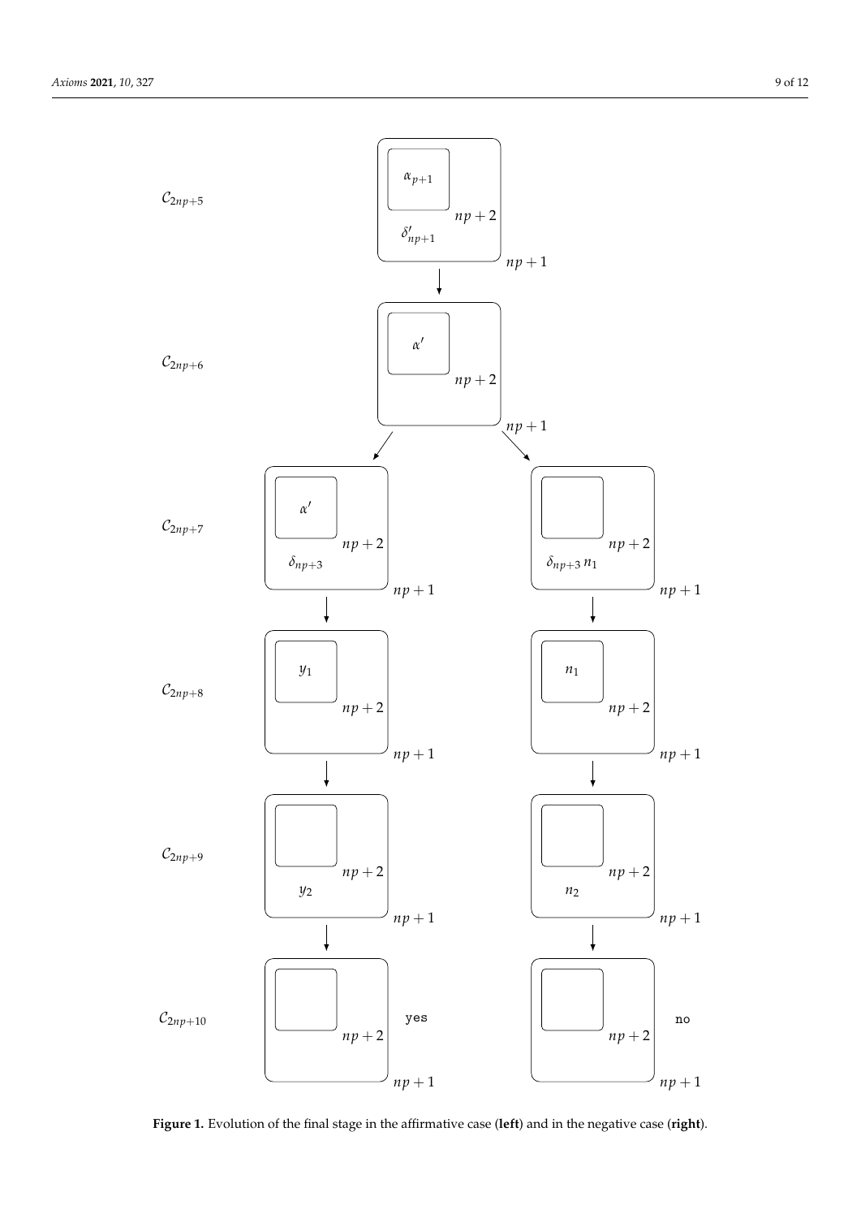Figure 1. Evolution of the final stage in the affirmative case (**left**) and in the negative case (**right**).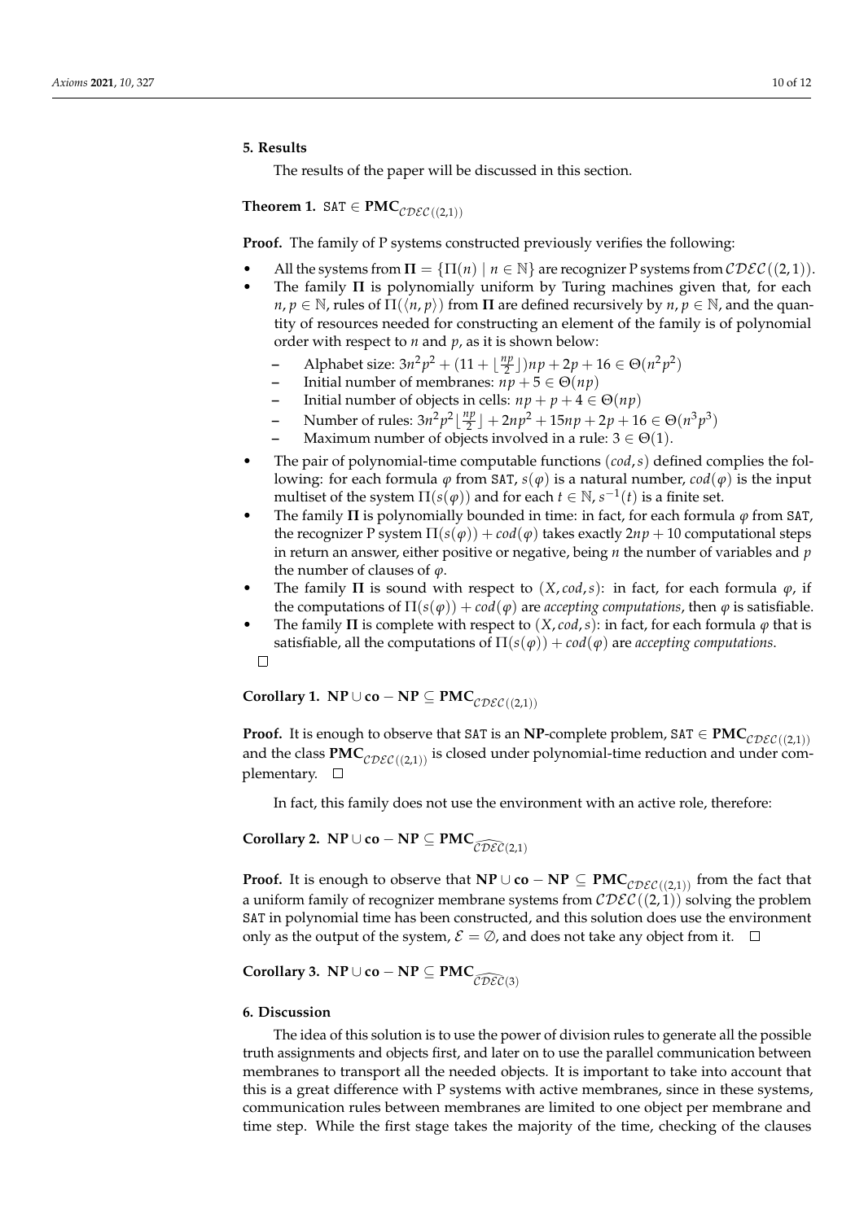## 5. Results

The results of the paper will be discussed in this section.

**Theorem 1.** $\texttt{SAT} \in \mathbf{PMC}_{\mathcal{CDEC}((2,1))}$

**Proof.** The family of P systems constructed previously verifies the following:

- All the systems from $\mathbf{\Pi} = \{\Pi(n) \mid n \in \mathbb{N}\}$ are recognizer P systems from $\mathcal{CDEC}((2,1))$.
- The family $\mathbf{\Pi}$ is polynomially uniform by Turing machines given that, for each $n, p \in \mathbb{N}$, rules of $\Pi(\langle n, p \rangle)$ from $\mathbf{\Pi}$ are defined recursively by $n, p \in \mathbb{N}$, and the quantity of resources needed for constructing an element of the family is of polynomial order with respect to $n$ and $p$, as it is shown below:
  - Alphabet size: $3n^2p^2 + (11 + \lfloor \frac{np}{2} \rfloor)np + 2p + 16 \in \Theta(n^2p^2)$
  - Initial number of membranes: $np + 5 \in \Theta(np)$
  - Initial number of objects in cells: $np + p + 4 \in \Theta(np)$
  - Number of rules: $3n^2p^2\lfloor \frac{np}{2} \rfloor + 2np^2 + 15np + 2p + 16 \in \Theta(n^3p^3)$
  - Maximum number of objects involved in a rule: $3 \in \Theta(1)$.
- The pair of polynomial-time computable functions $(cod, s)$ defined complies the following: for each formula $\varphi$ from $\texttt{SAT}$, $s(\varphi)$ is a natural number, $cod(\varphi)$ is the input multiset of the system $\Pi(s(\varphi))$ and for each $t \in \mathbb{N}$, $s^{-1}(t)$ is a finite set.
- The family $\mathbf{\Pi}$ is polynomially bounded in time: in fact, for each formula $\varphi$ from $\texttt{SAT}$, the recognizer P system $\Pi(s(\varphi)) + cod(\varphi)$ takes exactly $2np + 10$ computational steps in return an answer, either positive or negative, being $n$ the number of variables and $p$ the number of clauses of $\varphi$.
- The family $\mathbf{\Pi}$ is sound with respect to $(X, cod, s)$: in fact, for each formula $\varphi$, if the computations of $\Pi(s(\varphi)) + cod(\varphi)$ are *accepting computations*, then $\varphi$ is satisfiable.
- The family $\mathbf{\Pi}$ is complete with respect to $(X, cod, s)$: in fact, for each formula $\varphi$ that is satisfiable, all the computations of $\Pi(s(\varphi)) + cod(\varphi)$ are *accepting computations*.

□

**Corollary 1.** $\mathbf{NP} \cup \mathbf{co-NP} \subseteq \mathbf{PMC}_{\mathcal{CDEC}((2,1))}$

**Proof.** It is enough to observe that $\texttt{SAT}$ is an $\mathbf{NP}$-complete problem, $\texttt{SAT} \in \mathbf{PMC}_{\mathcal{CDEC}((2,1))}$ and the class $\mathbf{PMC}_{\mathcal{CDEC}((2,1))}$ is closed under polynomial-time reduction and under complementary. □

In fact, this family does not use the environment with an active role, therefore:

**Corollary 2.** $\mathbf{NP} \cup \mathbf{co-NP} \subseteq \mathbf{PMC}_{\widehat{\mathcal{CDEC}}(2,1)}$

**Proof.** It is enough to observe that $\mathbf{NP} \cup \mathbf{co-NP} \subseteq \mathbf{PMC}_{\mathcal{CDEC}((2,1))}$ from the fact that a uniform family of recognizer membrane systems from $\mathcal{CDEC}((2,1))$ solving the problem $\texttt{SAT}$ in polynomial time has been constructed, and this solution does use the environment only as the output of the system, $\mathcal{E} = \emptyset$, and does not take any object from it. □

**Corollary 3.** $\mathbf{NP} \cup \mathbf{co-NP} \subseteq \mathbf{PMC}_{\widehat{\mathcal{CDEC}}(3)}$

## 6. Discussion

The idea of this solution is to use the power of division rules to generate all the possible truth assignments and objects first, and later on to use the parallel communication between membranes to transport all the needed objects. It is important to take into account that this is a great difference with P systems with active membranes, since in these systems, communication rules between membranes are limited to one object per membrane and time step. While the first stage takes the majority of the time, checking of the clauses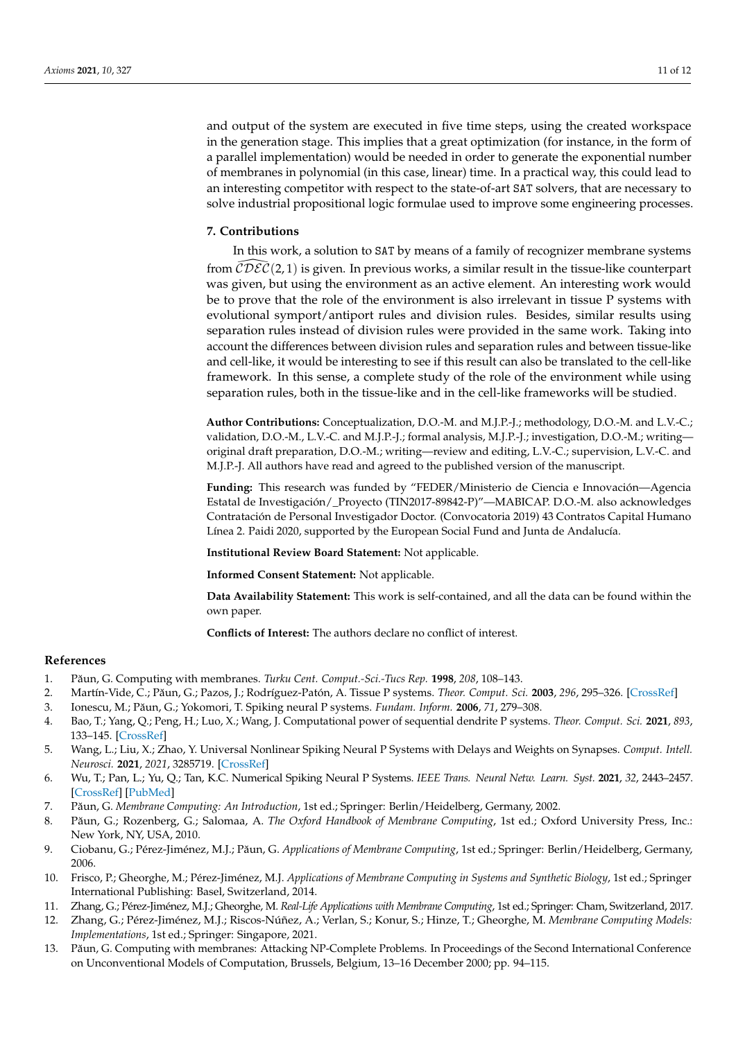and output of the system are executed in five time steps, using the created workspace in the generation stage. This implies that a great optimization (for instance, in the form of a parallel implementation) would be needed in order to generate the exponential number of membranes in polynomial (in this case, linear) time. In a practical way, this could lead to an interesting competitor with respect to the state-of-art SAT solvers, that are necessary to solve industrial propositional logic formulae used to improve some engineering processes.

## 7. Contributions

In this work, a solution to SAT by means of a family of recognizer membrane systems from $\widehat{\mathcal{CDEC}}(2,1)$ is given. In previous works, a similar result in the tissue-like counterpart was given, but using the environment as an active element. An interesting work would be to prove that the role of the environment is also irrelevant in tissue P systems with evolutional symport/antiport rules and division rules. Besides, similar results using separation rules instead of division rules were provided in the same work. Taking into account the differences between division rules and separation rules and between tissue-like and cell-like, it would be interesting to see if this result can also be translated to the cell-like framework. In this sense, a complete study of the role of the environment while using separation rules, both in the tissue-like and in the cell-like frameworks will be studied.

**Author Contributions:** Conceptualization, D.O.-M. and M.J.P.-J.; methodology, D.O.-M. and L.V.-C.; validation, D.O.-M., L.V.-C. and M.J.P.-J.; formal analysis, M.J.P.-J.; investigation, D.O.-M.; writing—original draft preparation, D.O.-M.; writing—review and editing, L.V.-C.; supervision, L.V.-C. and M.J.P.-J. All authors have read and agreed to the published version of the manuscript.

**Funding:** This research was funded by "FEDER/Ministerio de Ciencia e Innovación—Agencia Estatal de Investigación/_Proyecto (TIN2017-89842-P)"—MABICAP. D.O.-M. also acknowledges Contratación de Personal Investigador Doctor. (Convocatoria 2019) 43 Contratos Capital Humano Línea 2. Paidi 2020, supported by the European Social Fund and Junta de Andalucía.

**Institutional Review Board Statement:** Not applicable.

**Informed Consent Statement:** Not applicable.

**Data Availability Statement:** This work is self-contained, and all the data can be found within the own paper.

**Conflicts of Interest:** The authors declare no conflict of interest.

## References

1. Păun, G. Computing with membranes. *Turku Cent. Comput.-Sci.-Tucs Rep.* **1998**, *208*, 108–143.
2. Martín-Vide, C.; Păun, G.; Pazos, J.; Rodríguez-Patón, A. Tissue P systems. *Theor. Comput. Sci.* **2003**, *296*, 295–326. [CrossRef]
3. Ionescu, M.; Păun, G.; Yokomori, T. Spiking neural P systems. *Fundam. Inform.* **2006**, *71*, 279–308.
4. Bao, T.; Yang, Q.; Peng, H.; Luo, X.; Wang, J. Computational power of sequential dendrite P systems. *Theor. Comput. Sci.* **2021**, *893*, 133–145. [CrossRef]
5. Wang, L.; Liu, X.; Zhao, Y. Universal Nonlinear Spiking Neural P Systems with Delays and Weights on Synapses. *Comput. Intell. Neurosci.* **2021**, *2021*, 3285719. [CrossRef]
6. Wu, T.; Pan, L.; Yu, Q.; Tan, K.C. Numerical Spiking Neural P Systems. *IEEE Trans. Neural Netw. Learn. Syst.* **2021**, *32*, 2443–2457. [CrossRef] [PubMed]
7. Păun, G. *Membrane Computing: An Introduction*, 1st ed.; Springer: Berlin/Heidelberg, Germany, 2002.
8. Păun, G.; Rozenberg, G.; Salomaa, A. *The Oxford Handbook of Membrane Computing*, 1st ed.; Oxford University Press, Inc.: New York, NY, USA, 2010.
9. Ciobanu, G.; Pérez-Jiménez, M.J.; Păun, G. *Applications of Membrane Computing*, 1st ed.; Springer: Berlin/Heidelberg, Germany, 2006.
10. Frisco, P.; Gheorghe, M.; Pérez-Jiménez, M.J. *Applications of Membrane Computing in Systems and Synthetic Biology*, 1st ed.; Springer International Publishing: Basel, Switzerland, 2014.
11. Zhang, G.; Pérez-Jiménez, M.J.; Gheorghe, M. *Real-Life Applications with Membrane Computing*, 1st ed.; Springer: Cham, Switzerland, 2017.
12. Zhang, G.; Pérez-Jiménez, M.J.; Riscos-Núñez, A.; Verlan, S.; Konur, S.; Hinze, T.; Gheorghe, M. *Membrane Computing Models: Implementations*, 1st ed.; Springer: Singapore, 2021.
13. Păun, G. Computing with membranes: Attacking NP-Complete Problems. In Proceedings of the Second International Conference on Unconventional Models of Computation, Brussels, Belgium, 13–16 December 2000; pp. 94–115.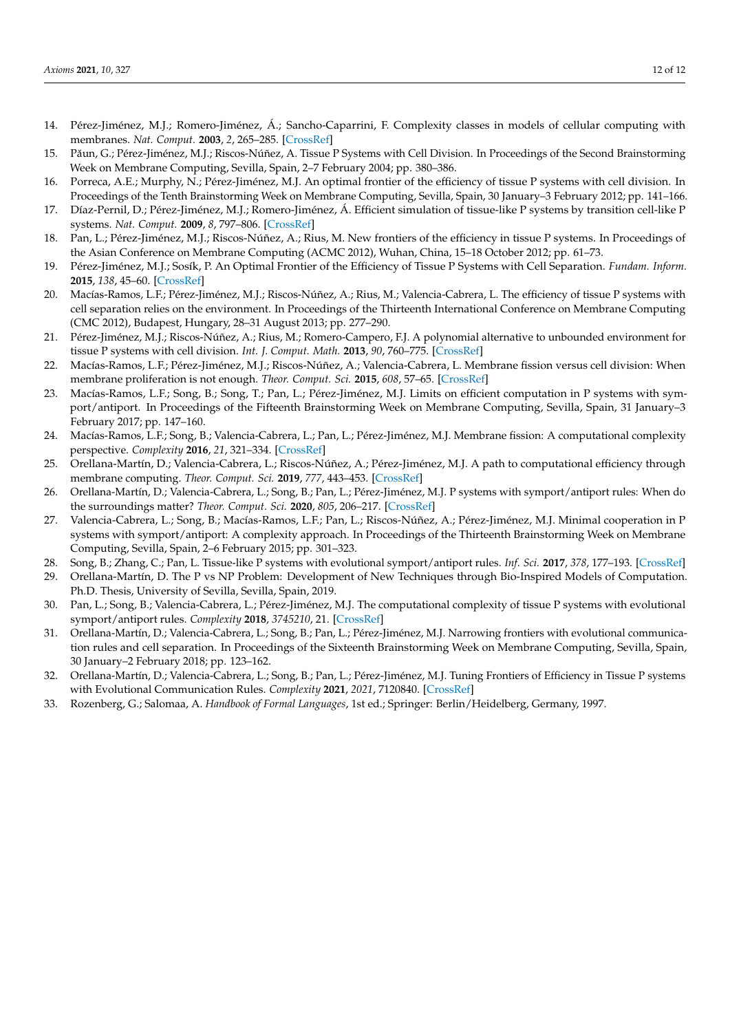14. Pérez-Jiménez, M.J.; Romero-Jiménez, Á.; Sancho-Caparrini, F. Complexity classes in models of cellular computing with membranes. *Nat. Comput.* **2003**, *2*, 265–285. [CrossRef]
15. Păun, G.; Pérez-Jiménez, M.J.; Riscos-Núñez, A. Tissue P Systems with Cell Division. In Proceedings of the Second Brainstorming Week on Membrane Computing, Sevilla, Spain, 2–7 February 2004; pp. 380–386.
16. Porreca, A.E.; Murphy, N.; Pérez-Jiménez, M.J. An optimal frontier of the efficiency of tissue P systems with cell division. In Proceedings of the Tenth Brainstorming Week on Membrane Computing, Sevilla, Spain, 30 January–3 February 2012; pp. 141–166.
17. Díaz-Pernil, D.; Pérez-Jiménez, M.J.; Romero-Jiménez, Á. Efficient simulation of tissue-like P systems by transition cell-like P systems. *Nat. Comput.* **2009**, *8*, 797–806. [CrossRef]
18. Pan, L.; Pérez-Jiménez, M.J.; Riscos-Núñez, A.; Rius, M. New frontiers of the efficiency in tissue P systems. In Proceedings of the Asian Conference on Membrane Computing (ACMC 2012), Wuhan, China, 15–18 October 2012; pp. 61–73.
19. Pérez-Jiménez, M.J.; Sosík, P. An Optimal Frontier of the Efficiency of Tissue P Systems with Cell Separation. *Fundam. Inform.* **2015**, *138*, 45–60. [CrossRef]
20. Macías-Ramos, L.F.; Pérez-Jiménez, M.J.; Riscos-Núñez, A.; Rius, M.; Valencia-Cabrera, L. The efficiency of tissue P systems with cell separation relies on the environment. In Proceedings of the Thirteenth International Conference on Membrane Computing (CMC 2012), Budapest, Hungary, 28–31 August 2013; pp. 277–290.
21. Pérez-Jiménez, M.J.; Riscos-Núñez, A.; Rius, M.; Romero-Campero, F.J. A polynomial alternative to unbounded environment for tissue P systems with cell division. *Int. J. Comput. Math.* **2013**, *90*, 760–775. [CrossRef]
22. Macías-Ramos, L.F.; Pérez-Jiménez, M.J.; Riscos-Núñez, A.; Valencia-Cabrera, L. Membrane fission versus cell division: When membrane proliferation is not enough. *Theor. Comput. Sci.* **2015**, *608*, 57–65. [CrossRef]
23. Macías-Ramos, L.F.; Song, B.; Song, T.; Pan, L.; Pérez-Jiménez, M.J. Limits on efficient computation in P systems with symport/antiport. In Proceedings of the Fifteenth Brainstorming Week on Membrane Computing, Sevilla, Spain, 31 January–3 February 2017; pp. 147–160.
24. Macías-Ramos, L.F.; Song, B.; Valencia-Cabrera, L.; Pan, L.; Pérez-Jiménez, M.J. Membrane fission: A computational complexity perspective. *Complexity* **2016**, *21*, 321–334. [CrossRef]
25. Orellana-Martín, D.; Valencia-Cabrera, L.; Riscos-Núñez, A.; Pérez-Jiménez, M.J. A path to computational efficiency through membrane computing. *Theor. Comput. Sci.* **2019**, *777*, 443–453. [CrossRef]
26. Orellana-Martín, D.; Valencia-Cabrera, L.; Song, B.; Pan, L.; Pérez-Jiménez, M.J. P systems with symport/antiport rules: When do the surroundings matter? *Theor. Comput. Sci.* **2020**, *805*, 206–217. [CrossRef]
27. Valencia-Cabrera, L.; Song, B.; Macías-Ramos, L.F.; Pan, L.; Riscos-Núñez, A.; Pérez-Jiménez, M.J. Minimal cooperation in P systems with symport/antiport: A complexity approach. In Proceedings of the Thirteenth Brainstorming Week on Membrane Computing, Sevilla, Spain, 2–6 February 2015; pp. 301–323.
28. Song, B.; Zhang, C.; Pan, L. Tissue-like P systems with evolutional symport/antiport rules. *Inf. Sci.* **2017**, *378*, 177–193. [CrossRef]
29. Orellana-Martín, D. The P vs NP Problem: Development of New Techniques through Bio-Inspired Models of Computation. Ph.D. Thesis, University of Sevilla, Sevilla, Spain, 2019.
30. Pan, L.; Song, B.; Valencia-Cabrera, L.; Pérez-Jiménez, M.J. The computational complexity of tissue P systems with evolutional symport/antiport rules. *Complexity* **2018**, *3745210*, 21. [CrossRef]
31. Orellana-Martín, D.; Valencia-Cabrera, L.; Song, B.; Pan, L.; Pérez-Jiménez, M.J. Narrowing frontiers with evolutional communication rules and cell separation. In Proceedings of the Sixteenth Brainstorming Week on Membrane Computing, Sevilla, Spain, 30 January–2 February 2018; pp. 123–162.
32. Orellana-Martín, D.; Valencia-Cabrera, L.; Song, B.; Pan, L.; Pérez-Jiménez, M.J. Tuning Frontiers of Efficiency in Tissue P systems with Evolutional Communication Rules. *Complexity* **2021**, *2021*, 7120840. [CrossRef]
33. Rozenberg, G.; Salomaa, A. *Handbook of Formal Languages*, 1st ed.; Springer: Berlin/Heidelberg, Germany, 1997.